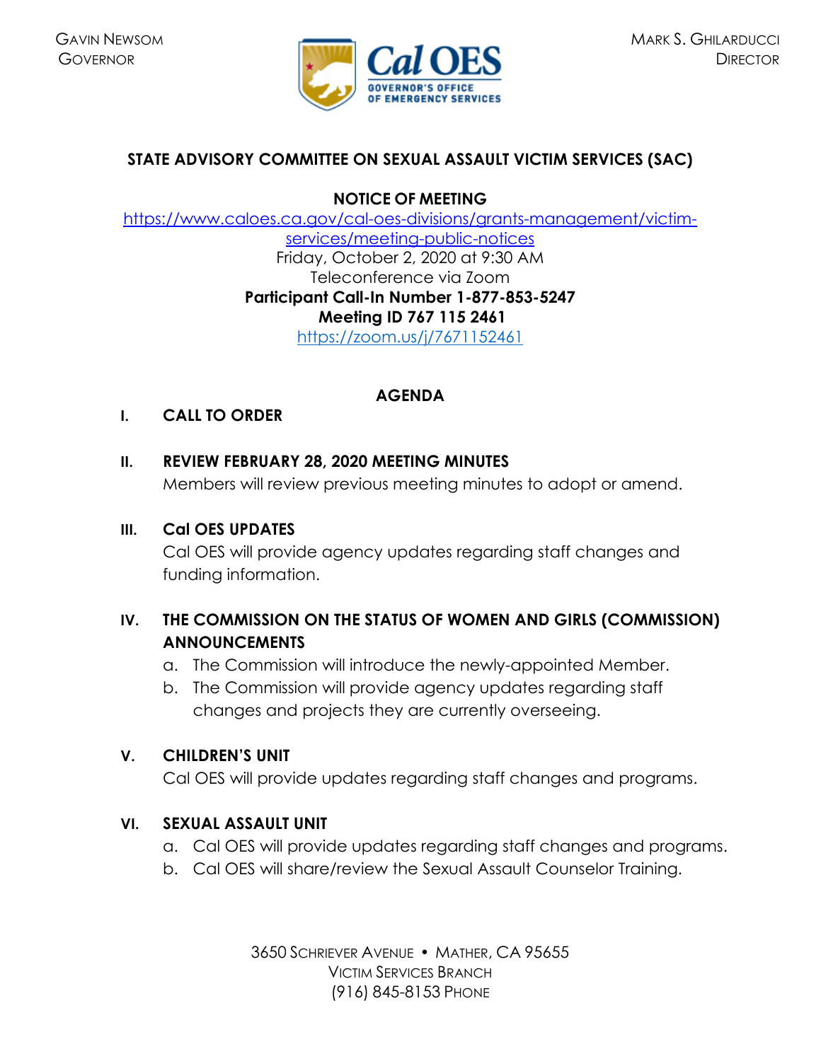GAVIN NEWSOM
GOVERNOR

MARK S. GHILARDUCCI
DIRECTOR

Cal OES
GOVERNOR'S OFFICE OF EMERGENCY SERVICES

# STATE ADVISORY COMMITTEE ON SEXUAL ASSAULT VICTIM SERVICES (SAC)

**NOTICE OF MEETING**

https://www.caloes.ca.gov/cal-oes-divisions/grants-management/victim-services/meeting-public-notices

Friday, October 2, 2020 at 9:30 AM

Teleconference via Zoom

**Participant Call-In Number 1-877-853-5247**

**Meeting ID 767 115 2461**

https://zoom.us/j/7671152461

## AGENDA

**I. CALL TO ORDER**

**II. REVIEW FEBRUARY 28, 2020 MEETING MINUTES**

Members will review previous meeting minutes to adopt or amend.

**III. Cal OES UPDATES**

Cal OES will provide agency updates regarding staff changes and funding information.

**IV. THE COMMISSION ON THE STATUS OF WOMEN AND GIRLS (COMMISSION) ANNOUNCEMENTS**

a. The Commission will introduce the newly-appointed Member.

b. The Commission will provide agency updates regarding staff changes and projects they are currently overseeing.

**V. CHILDREN'S UNIT**

Cal OES will provide updates regarding staff changes and programs.

**VI. SEXUAL ASSAULT UNIT**

a. Cal OES will provide updates regarding staff changes and programs.

b. Cal OES will share/review the Sexual Assault Counselor Training.

3650 SCHRIEVER AVENUE • MATHER, CA 95655
VICTIM SERVICES BRANCH
(916) 845-8153 PHONE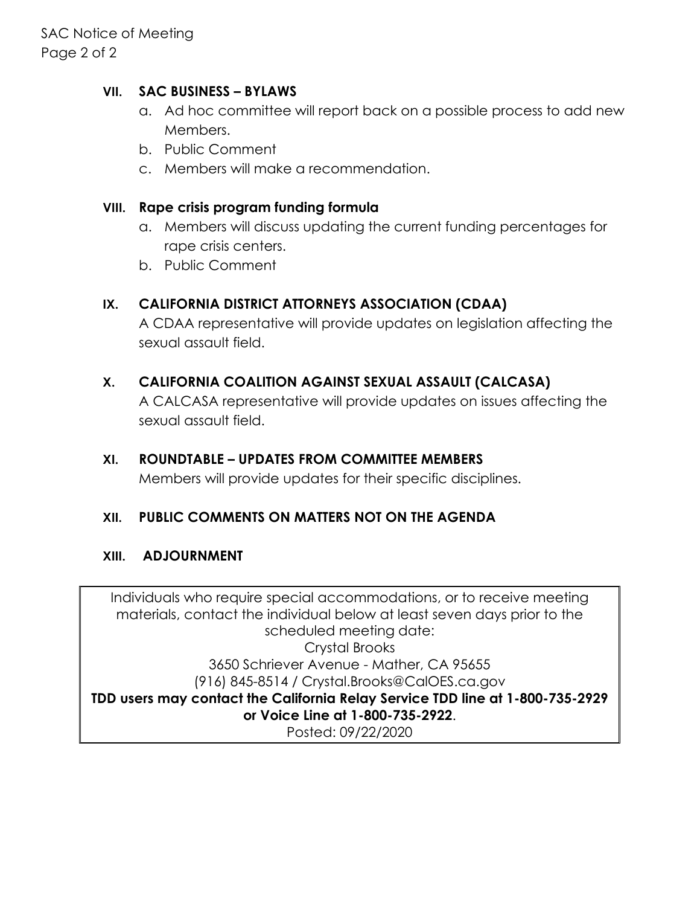## VII. SAC BUSINESS – BYLAWS

a. Ad hoc committee will report back on a possible process to add new Members.
b. Public Comment
c. Members will make a recommendation.

## VIII. Rape crisis program funding formula

a. Members will discuss updating the current funding percentages for rape crisis centers.
b. Public Comment

## IX. CALIFORNIA DISTRICT ATTORNEYS ASSOCIATION (CDAA)

A CDAA representative will provide updates on legislation affecting the sexual assault field.

## X. CALIFORNIA COALITION AGAINST SEXUAL ASSAULT (CALCASA)

A CALCASA representative will provide updates on issues affecting the sexual assault field.

## XI. ROUNDTABLE – UPDATES FROM COMMITTEE MEMBERS

Members will provide updates for their specific disciplines.

## XII. PUBLIC COMMENTS ON MATTERS NOT ON THE AGENDA

## XIII. ADJOURNMENT

Individuals who require special accommodations, or to receive meeting materials, contact the individual below at least seven days prior to the scheduled meeting date:
Crystal Brooks
3650 Schriever Avenue - Mather, CA 95655
(916) 845-8514 / Crystal.Brooks@CalOES.ca.gov
**TDD users may contact the California Relay Service TDD line at 1-800-735-2929 or Voice Line at 1-800-735-2922**.
Posted: 09/22/2020